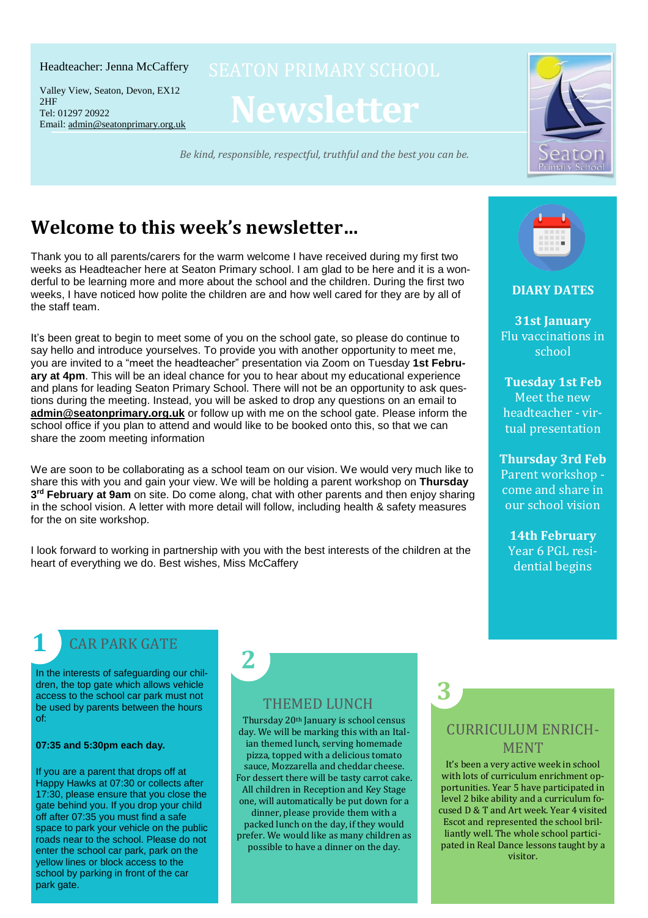Headteacher: Jenna McCaffery

Valley View, Seaton, Devon, EX12 2HF
Tel: 01297 20922
Email: admin@seatonprimary.org.uk

# SEATON PRIMARY SCHOOL Newsletter

*Be kind, responsible, respectful, truthful and the best you can be.*

## Welcome to this week's newsletter...

Thank you to all parents/carers for the warm welcome I have received during my first two weeks as Headteacher here at Seaton Primary school. I am glad to be here and it is a wonderful to be learning more and more about the school and the children. During the first two weeks, I have noticed how polite the children are and how well cared for they are by all of the staff team.

It's been great to begin to meet some of you on the school gate, so please do continue to say hello and introduce yourselves. To provide you with another opportunity to meet me, you are invited to a "meet the headteacher" presentation via Zoom on Tuesday **1st February at 4pm**. This will be an ideal chance for you to hear about my educational experience and plans for leading Seaton Primary School. There will not be an opportunity to ask questions during the meeting. Instead, you will be asked to drop any questions on an email to **admin@seatonprimary.org.uk** or follow up with me on the school gate. Please inform the school office if you plan to attend and would like to be booked onto this, so that we can share the zoom meeting information

We are soon to be collaborating as a school team on our vision. We would very much like to share this with you and gain your view. We will be holding a parent workshop on **Thursday 3rd February at 9am** on site. Do come along, chat with other parents and then enjoy sharing in the school vision. A letter with more detail will follow, including health & safety measures for the on site workshop.

I look forward to working in partnership with you with the best interests of the children at the heart of everything we do. Best wishes, Miss McCaffery

## DIARY DATES

**31st January**
Flu vaccinations in school

**Tuesday 1st Feb**
Meet the new headteacher - virtual presentation

**Thursday 3rd Feb**
Parent workshop - come and share in our school vision

**14th February**
Year 6 PGL residential begins

## 1 CAR PARK GATE

In the interests of safeguarding our children, the top gate which allows vehicle access to the school car park must not be used by parents between the hours of:

**07:35 and 5:30pm each day.**

If you are a parent that drops off at Happy Hawks at 07:30 or collects after 17:30, please ensure that you close the gate behind you. If you drop your child off after 07:35 you must find a safe space to park your vehicle on the public roads near to the school. Please do not enter the school car park, park on the yellow lines or block access to the school by parking in front of the car park gate.

## 2 THEMED LUNCH

Thursday 20th January is school census day. We will be marking this with an Italian themed lunch, serving homemade pizza, topped with a delicious tomato sauce, Mozzarella and cheddar cheese. For dessert there will be tasty carrot cake. All children in Reception and Key Stage one, will automatically be put down for a dinner, please provide them with a packed lunch on the day, if they would prefer. We would like as many children as possible to have a dinner on the day.

## 3 CURRICULUM ENRICHMENT

It's been a very active week in school with lots of curriculum enrichment opportunities. Year 5 have participated in level 2 bike ability and a curriculum focused D & T and Art week. Year 4 visited Escot and represented the school brilliantly well. The whole school participated in Real Dance lessons taught by a visitor.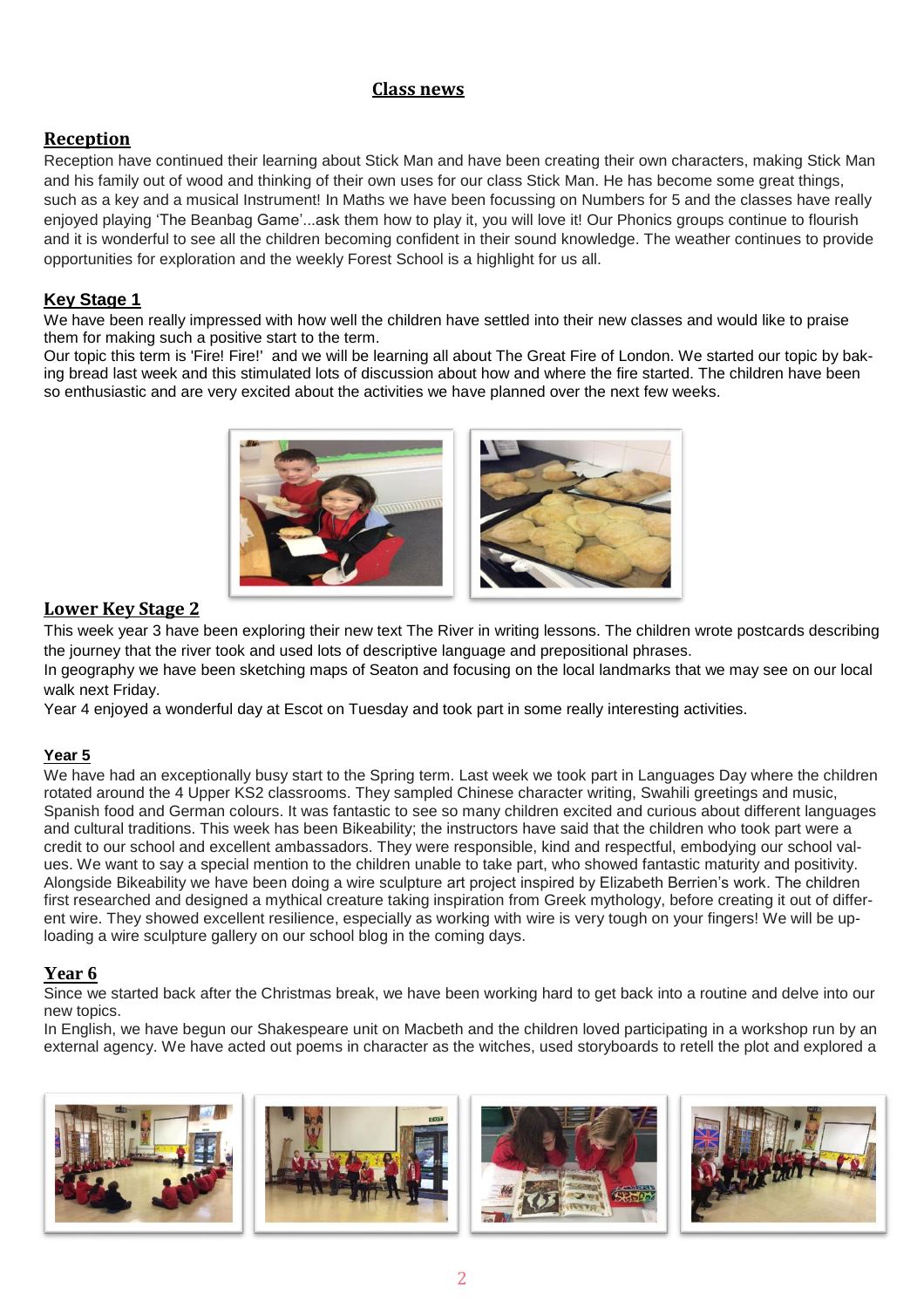## Class news

### Reception

Reception have continued their learning about Stick Man and have been creating their own characters, making Stick Man and his family out of wood and thinking of their own uses for our class Stick Man. He has become some great things, such as a key and a musical Instrument! In Maths we have been focussing on Numbers for 5 and the classes have really enjoyed playing 'The Beanbag Game'...ask them how to play it, you will love it! Our Phonics groups continue to flourish and it is wonderful to see all the children becoming confident in their sound knowledge. The weather continues to provide opportunities for exploration and the weekly Forest School is a highlight for us all.

### Key Stage 1

We have been really impressed with how well the children have settled into their new classes and would like to praise them for making such a positive start to the term.

Our topic this term is 'Fire! Fire!' and we will be learning all about The Great Fire of London. We started our topic by baking bread last week and this stimulated lots of discussion about how and where the fire started. The children have been so enthusiastic and are very excited about the activities we have planned over the next few weeks.

### Lower Key Stage 2

This week year 3 have been exploring their new text The River in writing lessons. The children wrote postcards describing the journey that the river took and used lots of descriptive language and prepositional phrases.

In geography we have been sketching maps of Seaton and focusing on the local landmarks that we may see on our local walk next Friday.

Year 4 enjoyed a wonderful day at Escot on Tuesday and took part in some really interesting activities.

### Year 5

We have had an exceptionally busy start to the Spring term. Last week we took part in Languages Day where the children rotated around the 4 Upper KS2 classrooms. They sampled Chinese character writing, Swahili greetings and music, Spanish food and German colours. It was fantastic to see so many children excited and curious about different languages and cultural traditions. This week has been Bikeability; the instructors have said that the children who took part were a credit to our school and excellent ambassadors. They were responsible, kind and respectful, embodying our school values. We want to say a special mention to the children unable to take part, who showed fantastic maturity and positivity. Alongside Bikeability we have been doing a wire sculpture art project inspired by Elizabeth Berrien's work. The children first researched and designed a mythical creature taking inspiration from Greek mythology, before creating it out of different wire. They showed excellent resilience, especially as working with wire is very tough on your fingers! We will be uploading a wire sculpture gallery on our school blog in the coming days.

### Year 6

Since we started back after the Christmas break, we have been working hard to get back into a routine and delve into our new topics.

In English, we have begun our Shakespeare unit on Macbeth and the children loved participating in a workshop run by an external agency. We have acted out poems in character as the witches, used storyboards to retell the plot and explored a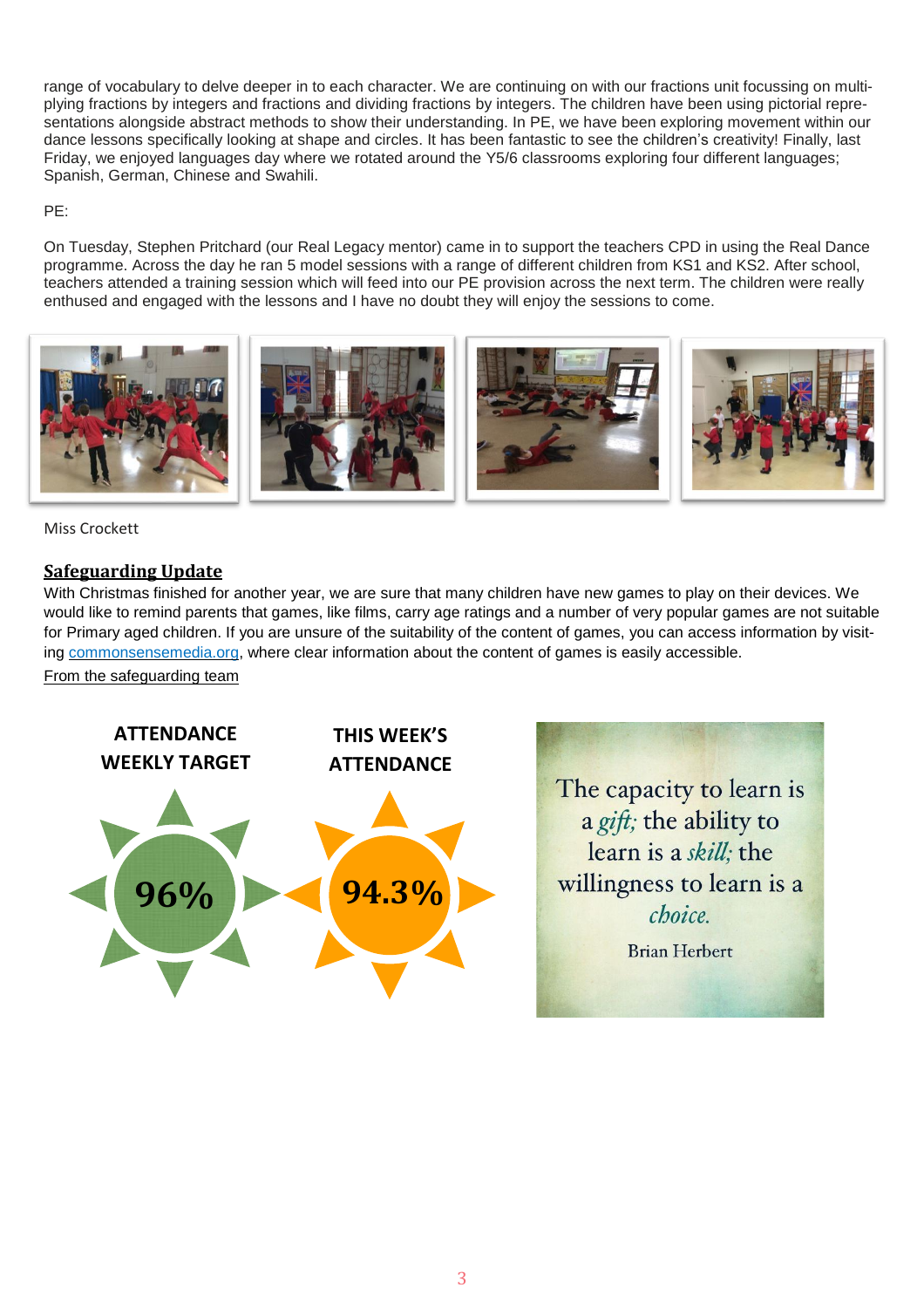range of vocabulary to delve deeper in to each character. We are continuing on with our fractions unit focussing on multiplying fractions by integers and fractions and dividing fractions by integers. The children have been using pictorial representations alongside abstract methods to show their understanding. In PE, we have been exploring movement within our dance lessons specifically looking at shape and circles. It has been fantastic to see the children's creativity! Finally, last Friday, we enjoyed languages day where we rotated around the Y5/6 classrooms exploring four different languages; Spanish, German, Chinese and Swahili.

PE:

On Tuesday, Stephen Pritchard (our Real Legacy mentor) came in to support the teachers CPD in using the Real Dance programme. Across the day he ran 5 model sessions with a range of different children from KS1 and KS2. After school, teachers attended a training session which will feed into our PE provision across the next term. The children were really enthused and engaged with the lessons and I have no doubt they will enjoy the sessions to come.

Miss Crockett

## Safeguarding Update

With Christmas finished for another year, we are sure that many children have new games to play on their devices. We would like to remind parents that games, like films, carry age ratings and a number of very popular games are not suitable for Primary aged children. If you are unsure of the suitability of the content of games, you can access information by visiting commonsensemedia.org, where clear information about the content of games is easily accessible.

From the safeguarding team

**ATTENDANCE WEEKLY TARGET**

96%

**THIS WEEK'S ATTENDANCE**

94.3%

The capacity to learn is a *gift;* the ability to learn is a *skill;* the willingness to learn is a *choice.*

Brian Herbert